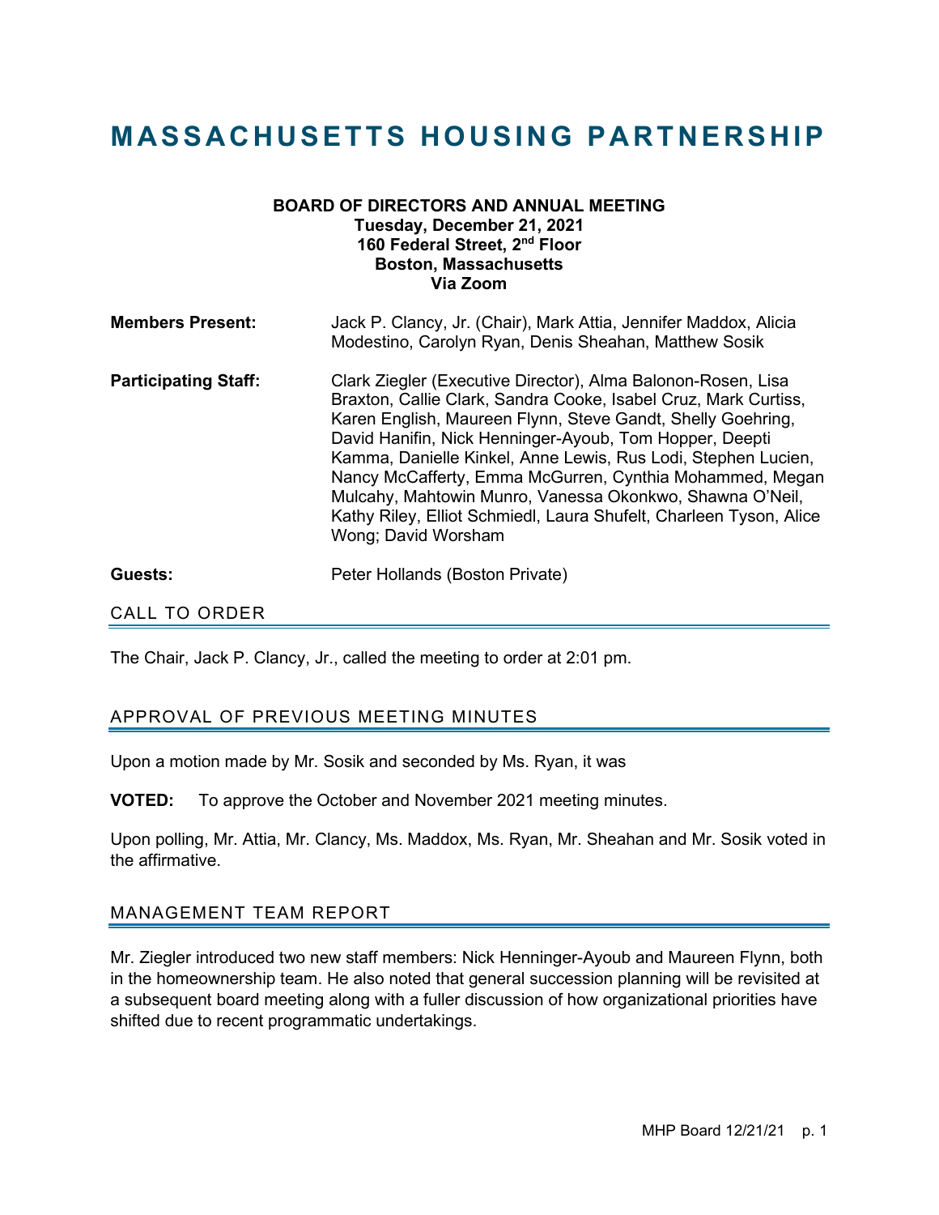# MASSACHUSETTS HOUSING PARTNERSHIP

**BOARD OF DIRECTORS AND ANNUAL MEETING**
**Tuesday, December 21, 2021**
**160 Federal Street, 2nd Floor**
**Boston, Massachusetts**
**Via Zoom**

**Members Present:** Jack P. Clancy, Jr. (Chair), Mark Attia, Jennifer Maddox, Alicia Modestino, Carolyn Ryan, Denis Sheahan, Matthew Sosik

**Participating Staff:** Clark Ziegler (Executive Director), Alma Balonon-Rosen, Lisa Braxton, Callie Clark, Sandra Cooke, Isabel Cruz, Mark Curtiss, Karen English, Maureen Flynn, Steve Gandt, Shelly Goehring, David Hanifin, Nick Henninger-Ayoub, Tom Hopper, Deepti Kamma, Danielle Kinkel, Anne Lewis, Rus Lodi, Stephen Lucien, Nancy McCafferty, Emma McGurren, Cynthia Mohammed, Megan Mulcahy, Mahtowin Munro, Vanessa Okonkwo, Shawna O'Neil, Kathy Riley, Elliot Schmiedl, Laura Shufelt, Charleen Tyson, Alice Wong; David Worsham

**Guests:** Peter Hollands (Boston Private)

## CALL TO ORDER

The Chair, Jack P. Clancy, Jr., called the meeting to order at 2:01 pm.

## APPROVAL OF PREVIOUS MEETING MINUTES

Upon a motion made by Mr. Sosik and seconded by Ms. Ryan, it was

**VOTED:** To approve the October and November 2021 meeting minutes.

Upon polling, Mr. Attia, Mr. Clancy, Ms. Maddox, Ms. Ryan, Mr. Sheahan and Mr. Sosik voted in the affirmative.

## MANAGEMENT TEAM REPORT

Mr. Ziegler introduced two new staff members: Nick Henninger-Ayoub and Maureen Flynn, both in the homeownership team. He also noted that general succession planning will be revisited at a subsequent board meeting along with a fuller discussion of how organizational priorities have shifted due to recent programmatic undertakings.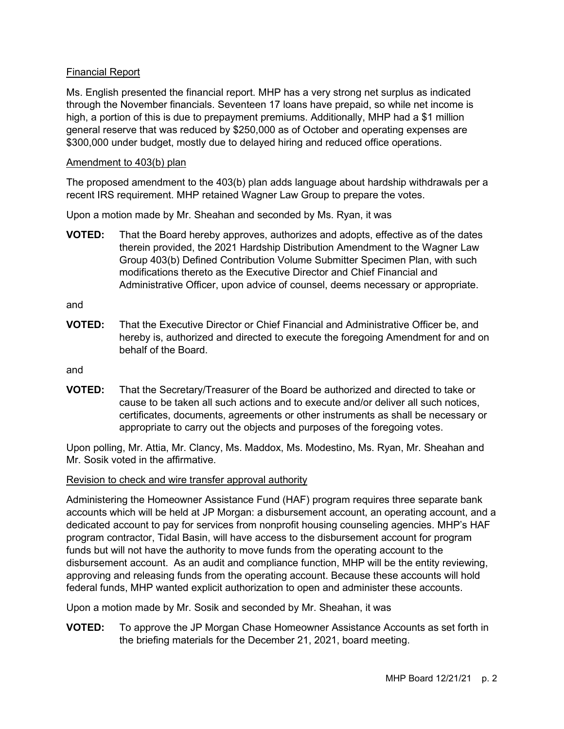Financial Report

Ms. English presented the financial report. MHP has a very strong net surplus as indicated through the November financials. Seventeen 17 loans have prepaid, so while net income is high, a portion of this is due to prepayment premiums. Additionally, MHP had a $1 million general reserve that was reduced by $250,000 as of October and operating expenses are $300,000 under budget, mostly due to delayed hiring and reduced office operations.

Amendment to 403(b) plan

The proposed amendment to the 403(b) plan adds language about hardship withdrawals per a recent IRS requirement. MHP retained Wagner Law Group to prepare the votes.

Upon a motion made by Mr. Sheahan and seconded by Ms. Ryan, it was

**VOTED:** That the Board hereby approves, authorizes and adopts, effective as of the dates therein provided, the 2021 Hardship Distribution Amendment to the Wagner Law Group 403(b) Defined Contribution Volume Submitter Specimen Plan, with such modifications thereto as the Executive Director and Chief Financial and Administrative Officer, upon advice of counsel, deems necessary or appropriate.

and

**VOTED:** That the Executive Director or Chief Financial and Administrative Officer be, and hereby is, authorized and directed to execute the foregoing Amendment for and on behalf of the Board.

and

**VOTED:** That the Secretary/Treasurer of the Board be authorized and directed to take or cause to be taken all such actions and to execute and/or deliver all such notices, certificates, documents, agreements or other instruments as shall be necessary or appropriate to carry out the objects and purposes of the foregoing votes.

Upon polling, Mr. Attia, Mr. Clancy, Ms. Maddox, Ms. Modestino, Ms. Ryan, Mr. Sheahan and Mr. Sosik voted in the affirmative.

Revision to check and wire transfer approval authority

Administering the Homeowner Assistance Fund (HAF) program requires three separate bank accounts which will be held at JP Morgan: a disbursement account, an operating account, and a dedicated account to pay for services from nonprofit housing counseling agencies. MHP's HAF program contractor, Tidal Basin, will have access to the disbursement account for program funds but will not have the authority to move funds from the operating account to the disbursement account. As an audit and compliance function, MHP will be the entity reviewing, approving and releasing funds from the operating account. Because these accounts will hold federal funds, MHP wanted explicit authorization to open and administer these accounts.

Upon a motion made by Mr. Sosik and seconded by Mr. Sheahan, it was

**VOTED:** To approve the JP Morgan Chase Homeowner Assistance Accounts as set forth in the briefing materials for the December 21, 2021, board meeting.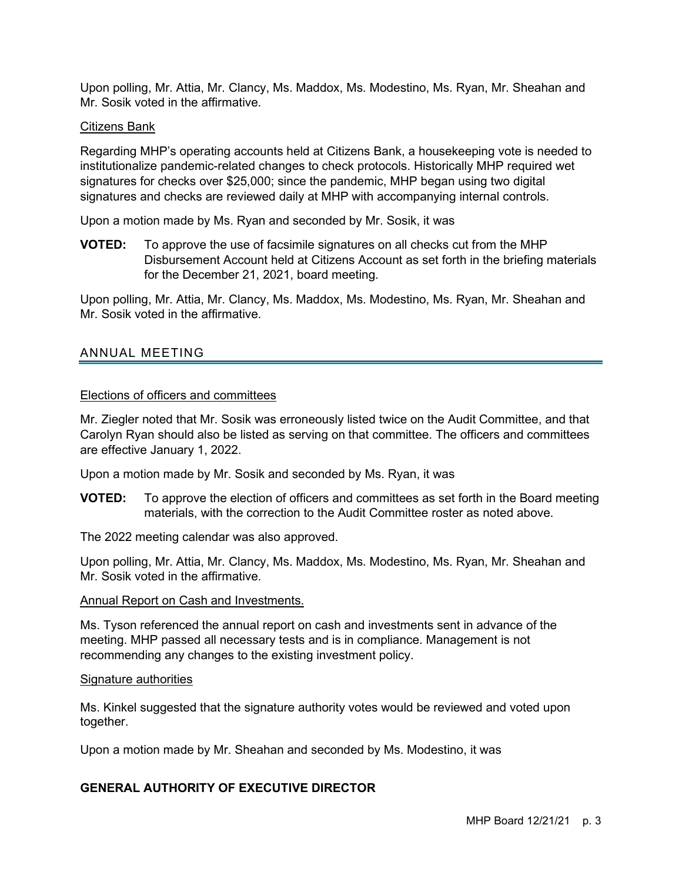Upon polling, Mr. Attia, Mr. Clancy, Ms. Maddox, Ms. Modestino, Ms. Ryan, Mr. Sheahan and Mr. Sosik voted in the affirmative.

Citizens Bank

Regarding MHP's operating accounts held at Citizens Bank, a housekeeping vote is needed to institutionalize pandemic-related changes to check protocols. Historically MHP required wet signatures for checks over $25,000; since the pandemic, MHP began using two digital signatures and checks are reviewed daily at MHP with accompanying internal controls.

Upon a motion made by Ms. Ryan and seconded by Mr. Sosik, it was

**VOTED:** To approve the use of facsimile signatures on all checks cut from the MHP Disbursement Account held at Citizens Account as set forth in the briefing materials for the December 21, 2021, board meeting.

Upon polling, Mr. Attia, Mr. Clancy, Ms. Maddox, Ms. Modestino, Ms. Ryan, Mr. Sheahan and Mr. Sosik voted in the affirmative.

## ANNUAL MEETING

Elections of officers and committees

Mr. Ziegler noted that Mr. Sosik was erroneously listed twice on the Audit Committee, and that Carolyn Ryan should also be listed as serving on that committee. The officers and committees are effective January 1, 2022.

Upon a motion made by Mr. Sosik and seconded by Ms. Ryan, it was

**VOTED:** To approve the election of officers and committees as set forth in the Board meeting materials, with the correction to the Audit Committee roster as noted above.

The 2022 meeting calendar was also approved.

Upon polling, Mr. Attia, Mr. Clancy, Ms. Maddox, Ms. Modestino, Ms. Ryan, Mr. Sheahan and Mr. Sosik voted in the affirmative.

Annual Report on Cash and Investments.

Ms. Tyson referenced the annual report on cash and investments sent in advance of the meeting. MHP passed all necessary tests and is in compliance. Management is not recommending any changes to the existing investment policy.

Signature authorities

Ms. Kinkel suggested that the signature authority votes would be reviewed and voted upon together.

Upon a motion made by Mr. Sheahan and seconded by Ms. Modestino, it was

**GENERAL AUTHORITY OF EXECUTIVE DIRECTOR**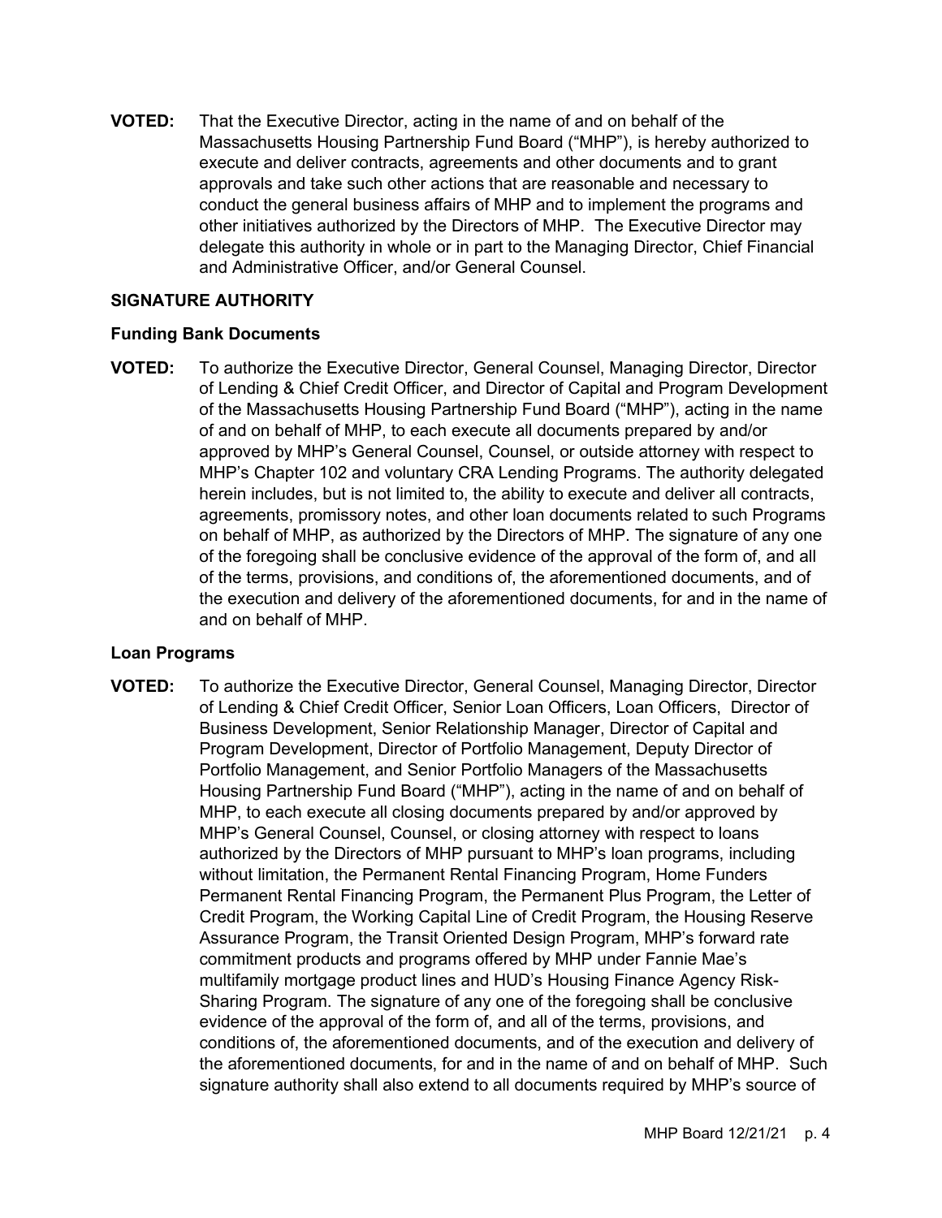**VOTED:** That the Executive Director, acting in the name of and on behalf of the Massachusetts Housing Partnership Fund Board ("MHP"), is hereby authorized to execute and deliver contracts, agreements and other documents and to grant approvals and take such other actions that are reasonable and necessary to conduct the general business affairs of MHP and to implement the programs and other initiatives authorized by the Directors of MHP. The Executive Director may delegate this authority in whole or in part to the Managing Director, Chief Financial and Administrative Officer, and/or General Counsel.

## SIGNATURE AUTHORITY

### Funding Bank Documents

**VOTED:** To authorize the Executive Director, General Counsel, Managing Director, Director of Lending & Chief Credit Officer, and Director of Capital and Program Development of the Massachusetts Housing Partnership Fund Board ("MHP"), acting in the name of and on behalf of MHP, to each execute all documents prepared by and/or approved by MHP's General Counsel, Counsel, or outside attorney with respect to MHP's Chapter 102 and voluntary CRA Lending Programs. The authority delegated herein includes, but is not limited to, the ability to execute and deliver all contracts, agreements, promissory notes, and other loan documents related to such Programs on behalf of MHP, as authorized by the Directors of MHP. The signature of any one of the foregoing shall be conclusive evidence of the approval of the form of, and all of the terms, provisions, and conditions of, the aforementioned documents, and of the execution and delivery of the aforementioned documents, for and in the name of and on behalf of MHP.

### Loan Programs

**VOTED:** To authorize the Executive Director, General Counsel, Managing Director, Director of Lending & Chief Credit Officer, Senior Loan Officers, Loan Officers, Director of Business Development, Senior Relationship Manager, Director of Capital and Program Development, Director of Portfolio Management, Deputy Director of Portfolio Management, and Senior Portfolio Managers of the Massachusetts Housing Partnership Fund Board ("MHP"), acting in the name of and on behalf of MHP, to each execute all closing documents prepared by and/or approved by MHP's General Counsel, Counsel, or closing attorney with respect to loans authorized by the Directors of MHP pursuant to MHP's loan programs, including without limitation, the Permanent Rental Financing Program, Home Funders Permanent Rental Financing Program, the Permanent Plus Program, the Letter of Credit Program, the Working Capital Line of Credit Program, the Housing Reserve Assurance Program, the Transit Oriented Design Program, MHP's forward rate commitment products and programs offered by MHP under Fannie Mae's multifamily mortgage product lines and HUD's Housing Finance Agency Risk-Sharing Program. The signature of any one of the foregoing shall be conclusive evidence of the approval of the form of, and all of the terms, provisions, and conditions of, the aforementioned documents, and of the execution and delivery of the aforementioned documents, for and in the name of and on behalf of MHP. Such signature authority shall also extend to all documents required by MHP's source of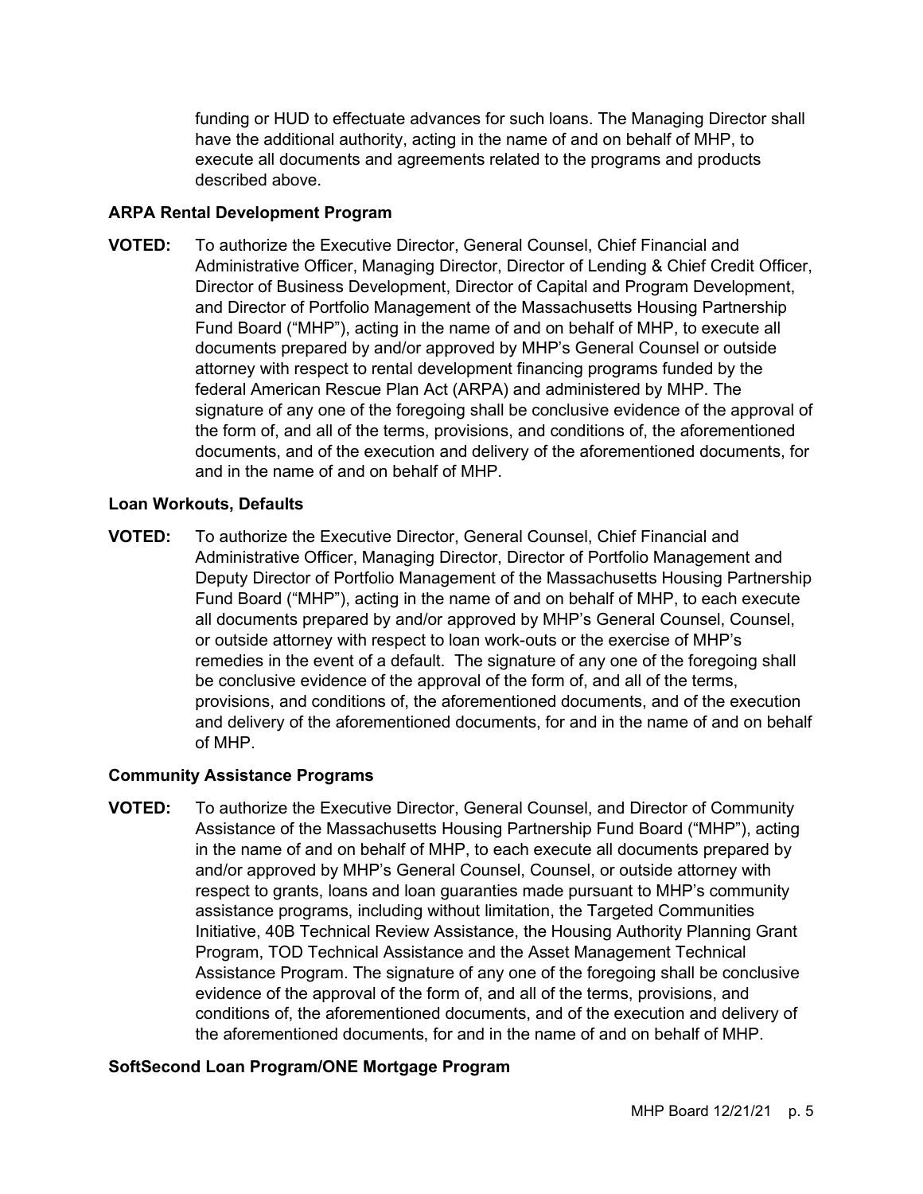funding or HUD to effectuate advances for such loans. The Managing Director shall have the additional authority, acting in the name of and on behalf of MHP, to execute all documents and agreements related to the programs and products described above.

**ARPA Rental Development Program**

**VOTED:** To authorize the Executive Director, General Counsel, Chief Financial and Administrative Officer, Managing Director, Director of Lending & Chief Credit Officer, Director of Business Development, Director of Capital and Program Development, and Director of Portfolio Management of the Massachusetts Housing Partnership Fund Board ("MHP"), acting in the name of and on behalf of MHP, to execute all documents prepared by and/or approved by MHP's General Counsel or outside attorney with respect to rental development financing programs funded by the federal American Rescue Plan Act (ARPA) and administered by MHP. The signature of any one of the foregoing shall be conclusive evidence of the approval of the form of, and all of the terms, provisions, and conditions of, the aforementioned documents, and of the execution and delivery of the aforementioned documents, for and in the name of and on behalf of MHP.

**Loan Workouts, Defaults**

**VOTED:** To authorize the Executive Director, General Counsel, Chief Financial and Administrative Officer, Managing Director, Director of Portfolio Management and Deputy Director of Portfolio Management of the Massachusetts Housing Partnership Fund Board ("MHP"), acting in the name of and on behalf of MHP, to each execute all documents prepared by and/or approved by MHP's General Counsel, Counsel, or outside attorney with respect to loan work-outs or the exercise of MHP's remedies in the event of a default. The signature of any one of the foregoing shall be conclusive evidence of the approval of the form of, and all of the terms, provisions, and conditions of, the aforementioned documents, and of the execution and delivery of the aforementioned documents, for and in the name of and on behalf of MHP.

**Community Assistance Programs**

**VOTED:** To authorize the Executive Director, General Counsel, and Director of Community Assistance of the Massachusetts Housing Partnership Fund Board ("MHP"), acting in the name of and on behalf of MHP, to each execute all documents prepared by and/or approved by MHP's General Counsel, Counsel, or outside attorney with respect to grants, loans and loan guaranties made pursuant to MHP's community assistance programs, including without limitation, the Targeted Communities Initiative, 40B Technical Review Assistance, the Housing Authority Planning Grant Program, TOD Technical Assistance and the Asset Management Technical Assistance Program. The signature of any one of the foregoing shall be conclusive evidence of the approval of the form of, and all of the terms, provisions, and conditions of, the aforementioned documents, and of the execution and delivery of the aforementioned documents, for and in the name of and on behalf of MHP.

**SoftSecond Loan Program/ONE Mortgage Program**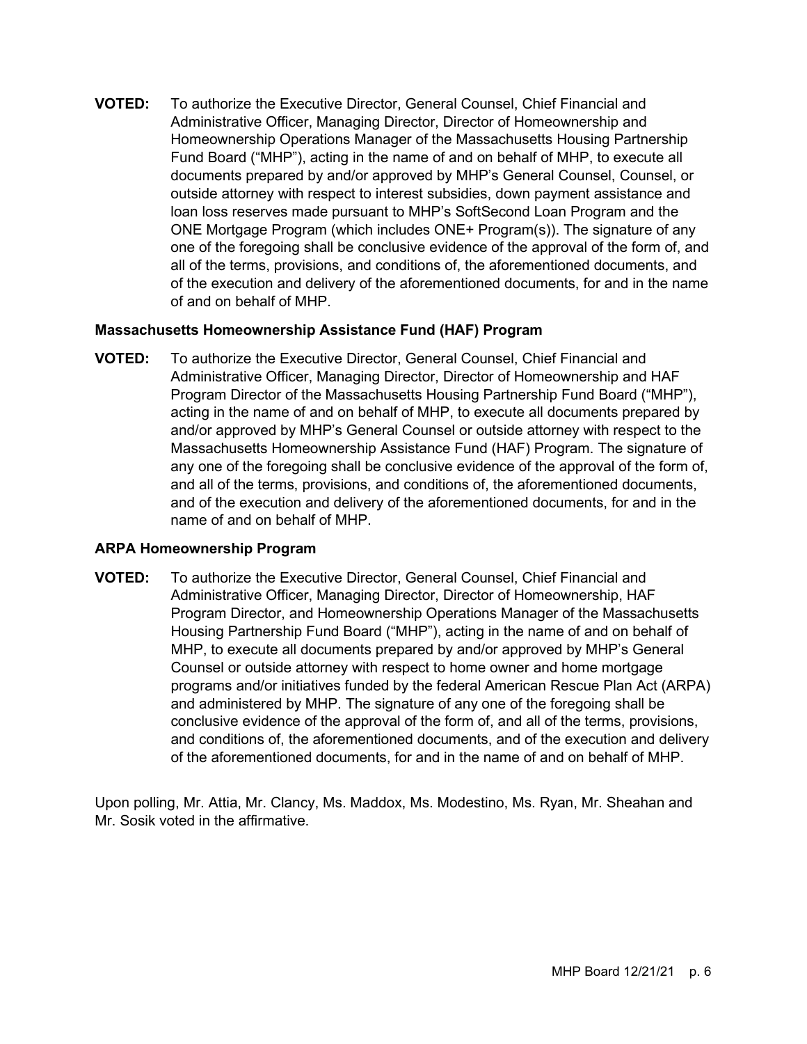**VOTED:** To authorize the Executive Director, General Counsel, Chief Financial and Administrative Officer, Managing Director, Director of Homeownership and Homeownership Operations Manager of the Massachusetts Housing Partnership Fund Board ("MHP"), acting in the name of and on behalf of MHP, to execute all documents prepared by and/or approved by MHP's General Counsel, Counsel, or outside attorney with respect to interest subsidies, down payment assistance and loan loss reserves made pursuant to MHP's SoftSecond Loan Program and the ONE Mortgage Program (which includes ONE+ Program(s)). The signature of any one of the foregoing shall be conclusive evidence of the approval of the form of, and all of the terms, provisions, and conditions of, the aforementioned documents, and of the execution and delivery of the aforementioned documents, for and in the name of and on behalf of MHP.

**Massachusetts Homeownership Assistance Fund (HAF) Program**

**VOTED:** To authorize the Executive Director, General Counsel, Chief Financial and Administrative Officer, Managing Director, Director of Homeownership and HAF Program Director of the Massachusetts Housing Partnership Fund Board ("MHP"), acting in the name of and on behalf of MHP, to execute all documents prepared by and/or approved by MHP's General Counsel or outside attorney with respect to the Massachusetts Homeownership Assistance Fund (HAF) Program. The signature of any one of the foregoing shall be conclusive evidence of the approval of the form of, and all of the terms, provisions, and conditions of, the aforementioned documents, and of the execution and delivery of the aforementioned documents, for and in the name of and on behalf of MHP.

**ARPA Homeownership Program**

**VOTED:** To authorize the Executive Director, General Counsel, Chief Financial and Administrative Officer, Managing Director, Director of Homeownership, HAF Program Director, and Homeownership Operations Manager of the Massachusetts Housing Partnership Fund Board ("MHP"), acting in the name of and on behalf of MHP, to execute all documents prepared by and/or approved by MHP's General Counsel or outside attorney with respect to home owner and home mortgage programs and/or initiatives funded by the federal American Rescue Plan Act (ARPA) and administered by MHP. The signature of any one of the foregoing shall be conclusive evidence of the approval of the form of, and all of the terms, provisions, and conditions of, the aforementioned documents, and of the execution and delivery of the aforementioned documents, for and in the name of and on behalf of MHP.

Upon polling, Mr. Attia, Mr. Clancy, Ms. Maddox, Ms. Modestino, Ms. Ryan, Mr. Sheahan and Mr. Sosik voted in the affirmative.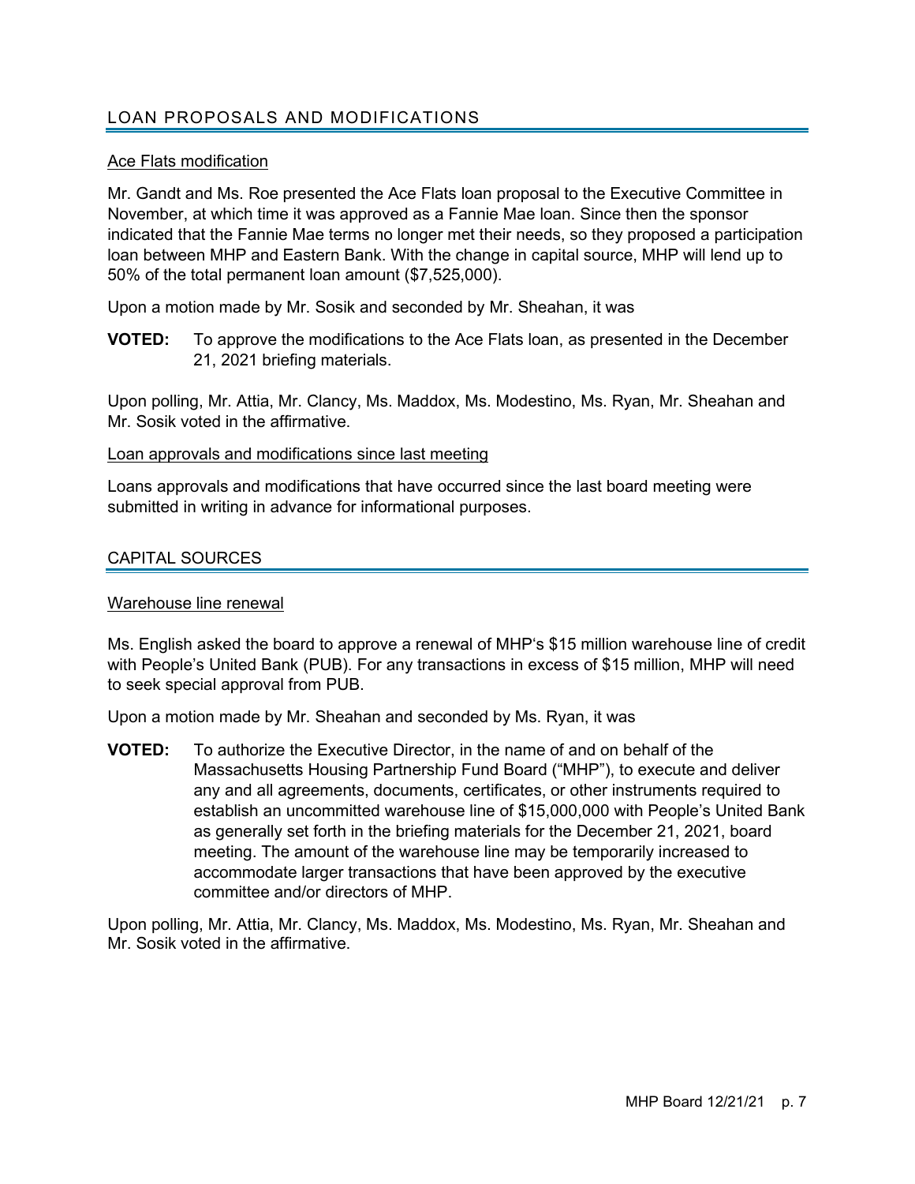## LOAN PROPOSALS AND MODIFICATIONS

### Ace Flats modification

Mr. Gandt and Ms. Roe presented the Ace Flats loan proposal to the Executive Committee in November, at which time it was approved as a Fannie Mae loan. Since then the sponsor indicated that the Fannie Mae terms no longer met their needs, so they proposed a participation loan between MHP and Eastern Bank. With the change in capital source, MHP will lend up to 50% of the total permanent loan amount ($7,525,000).

Upon a motion made by Mr. Sosik and seconded by Mr. Sheahan, it was

**VOTED:** To approve the modifications to the Ace Flats loan, as presented in the December 21, 2021 briefing materials.

Upon polling, Mr. Attia, Mr. Clancy, Ms. Maddox, Ms. Modestino, Ms. Ryan, Mr. Sheahan and Mr. Sosik voted in the affirmative.

### Loan approvals and modifications since last meeting

Loans approvals and modifications that have occurred since the last board meeting were submitted in writing in advance for informational purposes.

## CAPITAL SOURCES

### Warehouse line renewal

Ms. English asked the board to approve a renewal of MHP's $15 million warehouse line of credit with People's United Bank (PUB). For any transactions in excess of $15 million, MHP will need to seek special approval from PUB.

Upon a motion made by Mr. Sheahan and seconded by Ms. Ryan, it was

**VOTED:** To authorize the Executive Director, in the name of and on behalf of the Massachusetts Housing Partnership Fund Board ("MHP"), to execute and deliver any and all agreements, documents, certificates, or other instruments required to establish an uncommitted warehouse line of $15,000,000 with People's United Bank as generally set forth in the briefing materials for the December 21, 2021, board meeting. The amount of the warehouse line may be temporarily increased to accommodate larger transactions that have been approved by the executive committee and/or directors of MHP.

Upon polling, Mr. Attia, Mr. Clancy, Ms. Maddox, Ms. Modestino, Ms. Ryan, Mr. Sheahan and Mr. Sosik voted in the affirmative.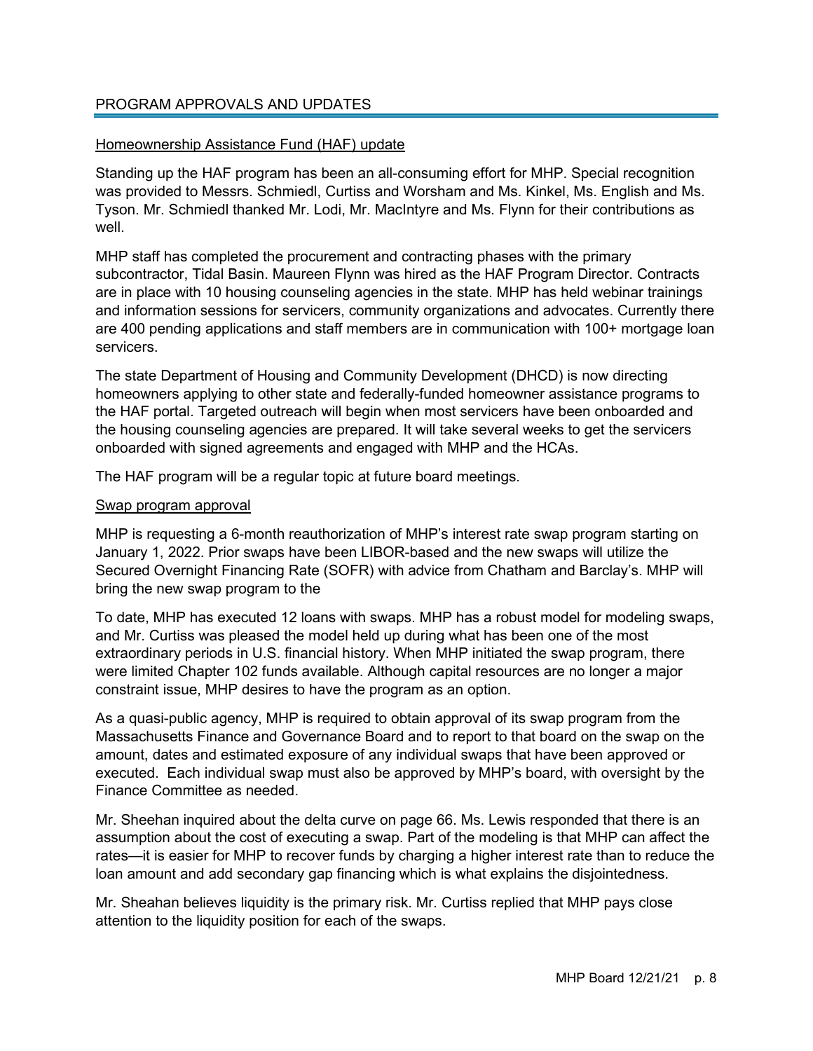## PROGRAM APPROVALS AND UPDATES

### Homeownership Assistance Fund (HAF) update

Standing up the HAF program has been an all-consuming effort for MHP. Special recognition was provided to Messrs. Schmiedl, Curtiss and Worsham and Ms. Kinkel, Ms. English and Ms. Tyson. Mr. Schmiedl thanked Mr. Lodi, Mr. MacIntyre and Ms. Flynn for their contributions as well.

MHP staff has completed the procurement and contracting phases with the primary subcontractor, Tidal Basin. Maureen Flynn was hired as the HAF Program Director. Contracts are in place with 10 housing counseling agencies in the state. MHP has held webinar trainings and information sessions for servicers, community organizations and advocates. Currently there are 400 pending applications and staff members are in communication with 100+ mortgage loan servicers.

The state Department of Housing and Community Development (DHCD) is now directing homeowners applying to other state and federally-funded homeowner assistance programs to the HAF portal. Targeted outreach will begin when most servicers have been onboarded and the housing counseling agencies are prepared. It will take several weeks to get the servicers onboarded with signed agreements and engaged with MHP and the HCAs.

The HAF program will be a regular topic at future board meetings.

### Swap program approval

MHP is requesting a 6-month reauthorization of MHP's interest rate swap program starting on January 1, 2022. Prior swaps have been LIBOR-based and the new swaps will utilize the Secured Overnight Financing Rate (SOFR) with advice from Chatham and Barclay's. MHP will bring the new swap program to the

To date, MHP has executed 12 loans with swaps. MHP has a robust model for modeling swaps, and Mr. Curtiss was pleased the model held up during what has been one of the most extraordinary periods in U.S. financial history. When MHP initiated the swap program, there were limited Chapter 102 funds available. Although capital resources are no longer a major constraint issue, MHP desires to have the program as an option.

As a quasi-public agency, MHP is required to obtain approval of its swap program from the Massachusetts Finance and Governance Board and to report to that board on the swap on the amount, dates and estimated exposure of any individual swaps that have been approved or executed. Each individual swap must also be approved by MHP's board, with oversight by the Finance Committee as needed.

Mr. Sheehan inquired about the delta curve on page 66. Ms. Lewis responded that there is an assumption about the cost of executing a swap. Part of the modeling is that MHP can affect the rates—it is easier for MHP to recover funds by charging a higher interest rate than to reduce the loan amount and add secondary gap financing which is what explains the disjointedness.

Mr. Sheahan believes liquidity is the primary risk. Mr. Curtiss replied that MHP pays close attention to the liquidity position for each of the swaps.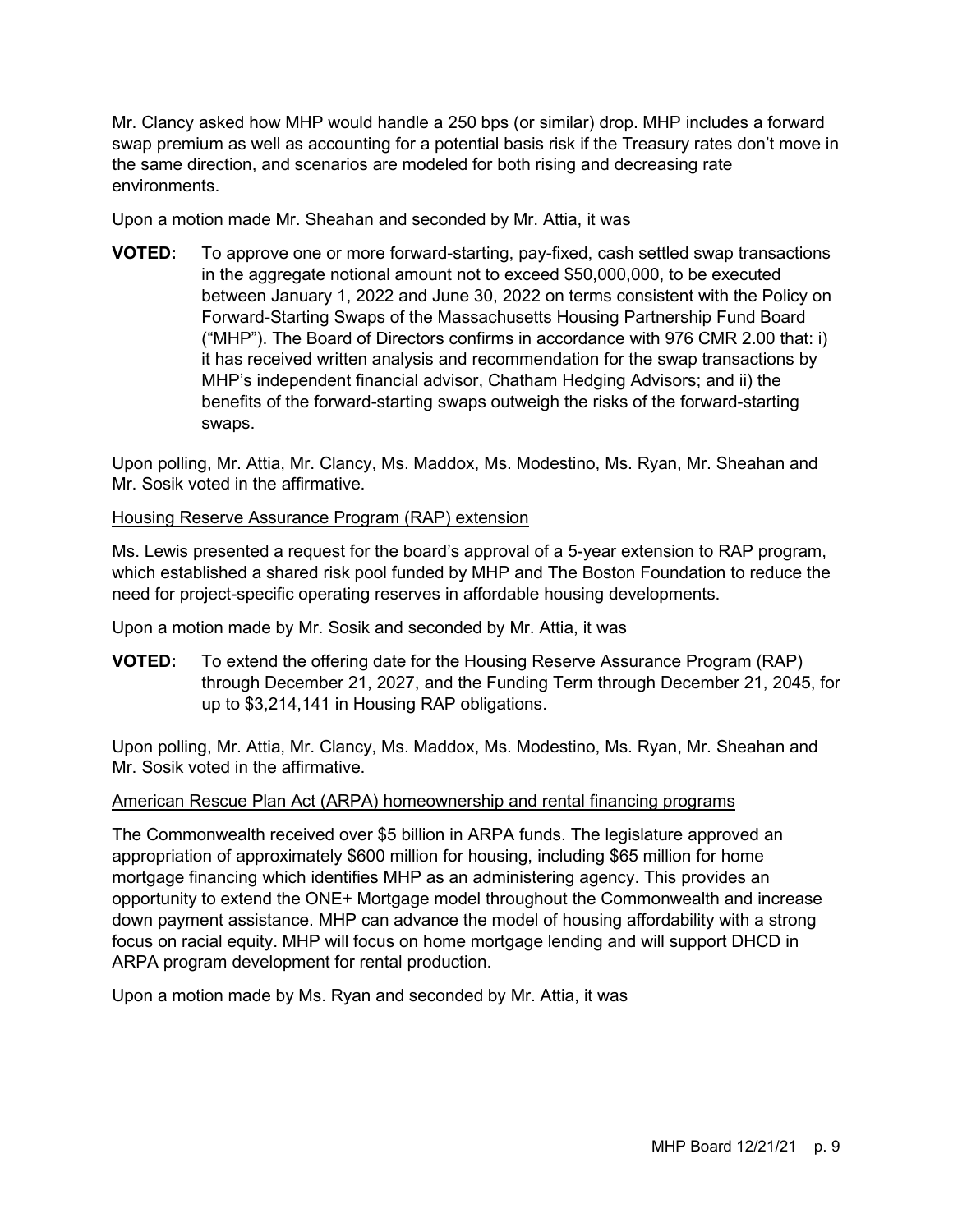Mr. Clancy asked how MHP would handle a 250 bps (or similar) drop. MHP includes a forward swap premium as well as accounting for a potential basis risk if the Treasury rates don't move in the same direction, and scenarios are modeled for both rising and decreasing rate environments.

Upon a motion made Mr. Sheahan and seconded by Mr. Attia, it was

**VOTED:** To approve one or more forward-starting, pay-fixed, cash settled swap transactions in the aggregate notional amount not to exceed $50,000,000, to be executed between January 1, 2022 and June 30, 2022 on terms consistent with the Policy on Forward-Starting Swaps of the Massachusetts Housing Partnership Fund Board ("MHP"). The Board of Directors confirms in accordance with 976 CMR 2.00 that: i) it has received written analysis and recommendation for the swap transactions by MHP's independent financial advisor, Chatham Hedging Advisors; and ii) the benefits of the forward-starting swaps outweigh the risks of the forward-starting swaps.

Upon polling, Mr. Attia, Mr. Clancy, Ms. Maddox, Ms. Modestino, Ms. Ryan, Mr. Sheahan and Mr. Sosik voted in the affirmative.

Housing Reserve Assurance Program (RAP) extension

Ms. Lewis presented a request for the board's approval of a 5-year extension to RAP program, which established a shared risk pool funded by MHP and The Boston Foundation to reduce the need for project-specific operating reserves in affordable housing developments.

Upon a motion made by Mr. Sosik and seconded by Mr. Attia, it was

**VOTED:** To extend the offering date for the Housing Reserve Assurance Program (RAP) through December 21, 2027, and the Funding Term through December 21, 2045, for up to $3,214,141 in Housing RAP obligations.

Upon polling, Mr. Attia, Mr. Clancy, Ms. Maddox, Ms. Modestino, Ms. Ryan, Mr. Sheahan and Mr. Sosik voted in the affirmative.

American Rescue Plan Act (ARPA) homeownership and rental financing programs

The Commonwealth received over $5 billion in ARPA funds. The legislature approved an appropriation of approximately $600 million for housing, including $65 million for home mortgage financing which identifies MHP as an administering agency. This provides an opportunity to extend the ONE+ Mortgage model throughout the Commonwealth and increase down payment assistance. MHP can advance the model of housing affordability with a strong focus on racial equity. MHP will focus on home mortgage lending and will support DHCD in ARPA program development for rental production.

Upon a motion made by Ms. Ryan and seconded by Mr. Attia, it was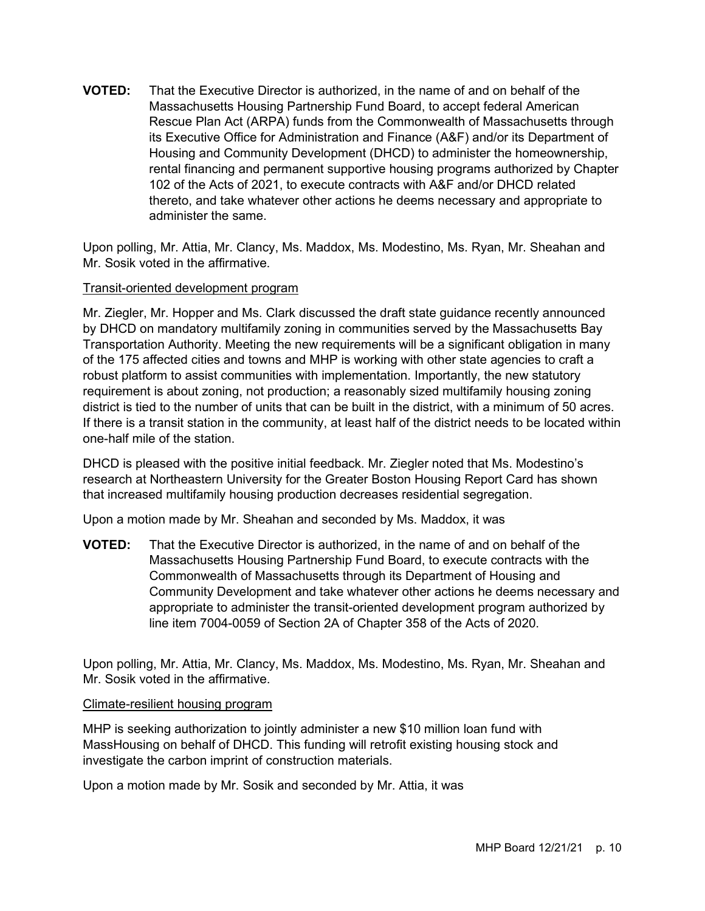**VOTED:** That the Executive Director is authorized, in the name of and on behalf of the Massachusetts Housing Partnership Fund Board, to accept federal American Rescue Plan Act (ARPA) funds from the Commonwealth of Massachusetts through its Executive Office for Administration and Finance (A&F) and/or its Department of Housing and Community Development (DHCD) to administer the homeownership, rental financing and permanent supportive housing programs authorized by Chapter 102 of the Acts of 2021, to execute contracts with A&F and/or DHCD related thereto, and take whatever other actions he deems necessary and appropriate to administer the same.

Upon polling, Mr. Attia, Mr. Clancy, Ms. Maddox, Ms. Modestino, Ms. Ryan, Mr. Sheahan and Mr. Sosik voted in the affirmative.

<u>Transit-oriented development program</u>

Mr. Ziegler, Mr. Hopper and Ms. Clark discussed the draft state guidance recently announced by DHCD on mandatory multifamily zoning in communities served by the Massachusetts Bay Transportation Authority. Meeting the new requirements will be a significant obligation in many of the 175 affected cities and towns and MHP is working with other state agencies to craft a robust platform to assist communities with implementation. Importantly, the new statutory requirement is about zoning, not production; a reasonably sized multifamily housing zoning district is tied to the number of units that can be built in the district, with a minimum of 50 acres. If there is a transit station in the community, at least half of the district needs to be located within one-half mile of the station.

DHCD is pleased with the positive initial feedback. Mr. Ziegler noted that Ms. Modestino's research at Northeastern University for the Greater Boston Housing Report Card has shown that increased multifamily housing production decreases residential segregation.

Upon a motion made by Mr. Sheahan and seconded by Ms. Maddox, it was

**VOTED:** That the Executive Director is authorized, in the name of and on behalf of the Massachusetts Housing Partnership Fund Board, to execute contracts with the Commonwealth of Massachusetts through its Department of Housing and Community Development and take whatever other actions he deems necessary and appropriate to administer the transit-oriented development program authorized by line item 7004-0059 of Section 2A of Chapter 358 of the Acts of 2020.

Upon polling, Mr. Attia, Mr. Clancy, Ms. Maddox, Ms. Modestino, Ms. Ryan, Mr. Sheahan and Mr. Sosik voted in the affirmative.

<u>Climate-resilient housing program</u>

MHP is seeking authorization to jointly administer a new $10 million loan fund with MassHousing on behalf of DHCD. This funding will retrofit existing housing stock and investigate the carbon imprint of construction materials.

Upon a motion made by Mr. Sosik and seconded by Mr. Attia, it was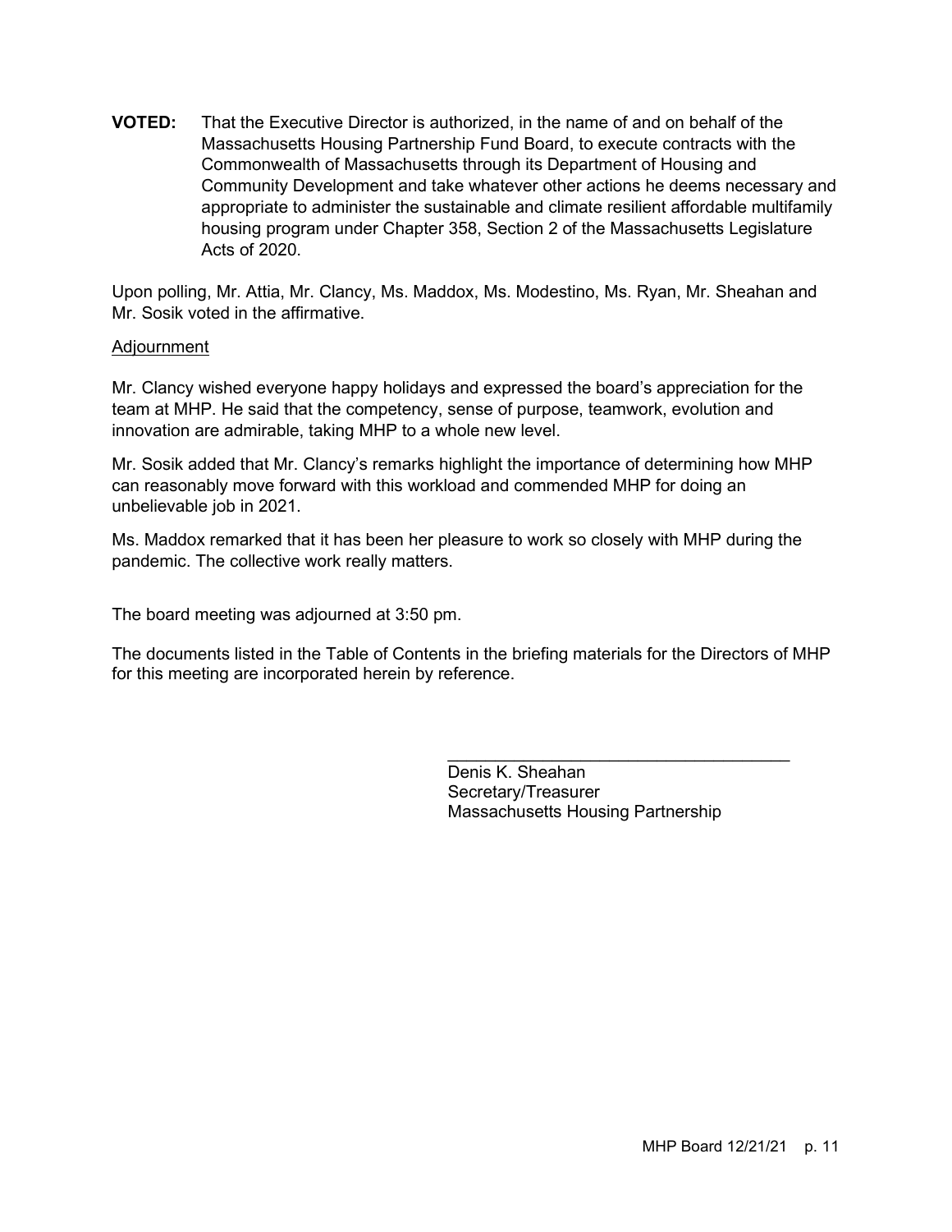**VOTED:** That the Executive Director is authorized, in the name of and on behalf of the Massachusetts Housing Partnership Fund Board, to execute contracts with the Commonwealth of Massachusetts through its Department of Housing and Community Development and take whatever other actions he deems necessary and appropriate to administer the sustainable and climate resilient affordable multifamily housing program under Chapter 358, Section 2 of the Massachusetts Legislature Acts of 2020.

Upon polling, Mr. Attia, Mr. Clancy, Ms. Maddox, Ms. Modestino, Ms. Ryan, Mr. Sheahan and Mr. Sosik voted in the affirmative.

<u>Adjournment</u>

Mr. Clancy wished everyone happy holidays and expressed the board's appreciation for the team at MHP. He said that the competency, sense of purpose, teamwork, evolution and innovation are admirable, taking MHP to a whole new level.

Mr. Sosik added that Mr. Clancy's remarks highlight the importance of determining how MHP can reasonably move forward with this workload and commended MHP for doing an unbelievable job in 2021.

Ms. Maddox remarked that it has been her pleasure to work so closely with MHP during the pandemic. The collective work really matters.

The board meeting was adjourned at 3:50 pm.

The documents listed in the Table of Contents in the briefing materials for the Directors of MHP for this meeting are incorporated herein by reference.

\_\_\_\_\_\_\_\_\_\_\_\_\_\_\_\_\_\_\_\_\_\_\_\_\_\_\_\_\_\_\_\_\_\_\_\_

Denis K. Sheahan
Secretary/Treasurer
Massachusetts Housing Partnership